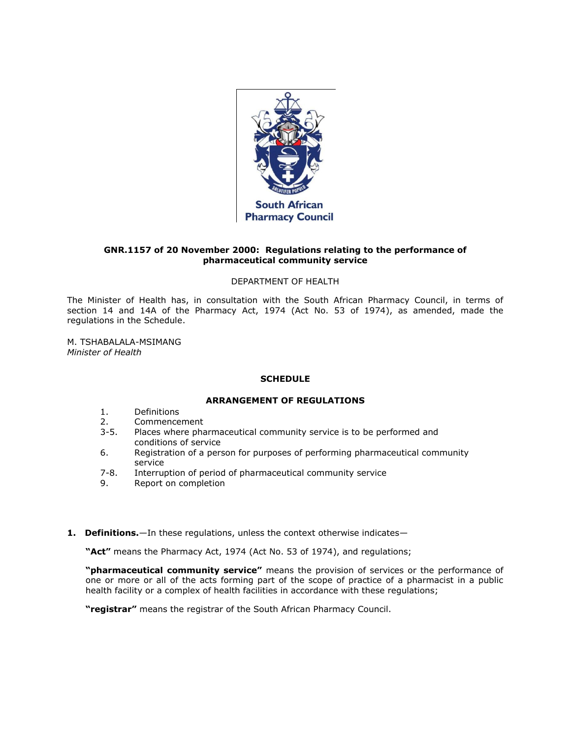South African Pharmacy Council

**GNR.1157 of 20 November 2000: Regulations relating to the performance of pharmaceutical community service**

DEPARTMENT OF HEALTH

The Minister of Health has, in consultation with the South African Pharmacy Council, in terms of section 14 and 14A of the Pharmacy Act, 1974 (Act No. 53 of 1974), as amended, made the regulations in the Schedule.

M. TSHABALALA-MSIMANG
*Minister of Health*

**SCHEDULE**

**ARRANGEMENT OF REGULATIONS**

1. Definitions
2. Commencement

3-5. Places where pharmaceutical community service is to be performed and conditions of service

6. Registration of a person for purposes of performing pharmaceutical community service

7-8. Interruption of period of pharmaceutical community service

9. Report on completion

**1. Definitions.**—In these regulations, unless the context otherwise indicates—

**"Act"** means the Pharmacy Act, 1974 (Act No. 53 of 1974), and regulations;

**"pharmaceutical community service"** means the provision of services or the performance of one or more or all of the acts forming part of the scope of practice of a pharmacist in a public health facility or a complex of health facilities in accordance with these regulations;

**"registrar"** means the registrar of the South African Pharmacy Council.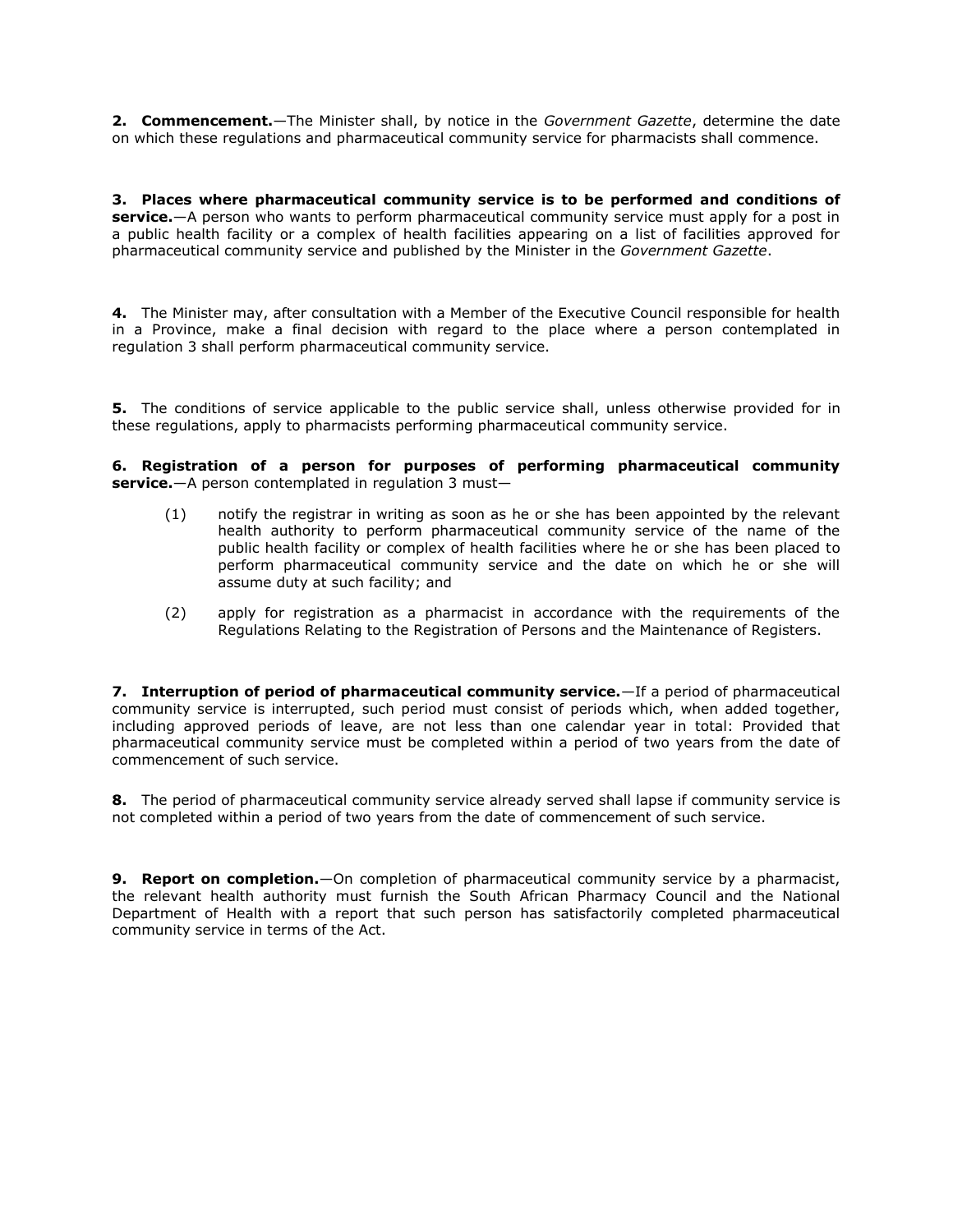**2. Commencement.**—The Minister shall, by notice in the *Government Gazette*, determine the date on which these regulations and pharmaceutical community service for pharmacists shall commence.

**3. Places where pharmaceutical community service is to be performed and conditions of service.**—A person who wants to perform pharmaceutical community service must apply for a post in a public health facility or a complex of health facilities appearing on a list of facilities approved for pharmaceutical community service and published by the Minister in the *Government Gazette*.

**4.** The Minister may, after consultation with a Member of the Executive Council responsible for health in a Province, make a final decision with regard to the place where a person contemplated in regulation 3 shall perform pharmaceutical community service.

**5.** The conditions of service applicable to the public service shall, unless otherwise provided for in these regulations, apply to pharmacists performing pharmaceutical community service.

**6. Registration of a person for purposes of performing pharmaceutical community service.**—A person contemplated in regulation 3 must—

(1) notify the registrar in writing as soon as he or she has been appointed by the relevant health authority to perform pharmaceutical community service of the name of the public health facility or complex of health facilities where he or she has been placed to perform pharmaceutical community service and the date on which he or she will assume duty at such facility; and

(2) apply for registration as a pharmacist in accordance with the requirements of the Regulations Relating to the Registration of Persons and the Maintenance of Registers.

**7. Interruption of period of pharmaceutical community service.**—If a period of pharmaceutical community service is interrupted, such period must consist of periods which, when added together, including approved periods of leave, are not less than one calendar year in total: Provided that pharmaceutical community service must be completed within a period of two years from the date of commencement of such service.

**8.** The period of pharmaceutical community service already served shall lapse if community service is not completed within a period of two years from the date of commencement of such service.

**9. Report on completion.**—On completion of pharmaceutical community service by a pharmacist, the relevant health authority must furnish the South African Pharmacy Council and the National Department of Health with a report that such person has satisfactorily completed pharmaceutical community service in terms of the Act.